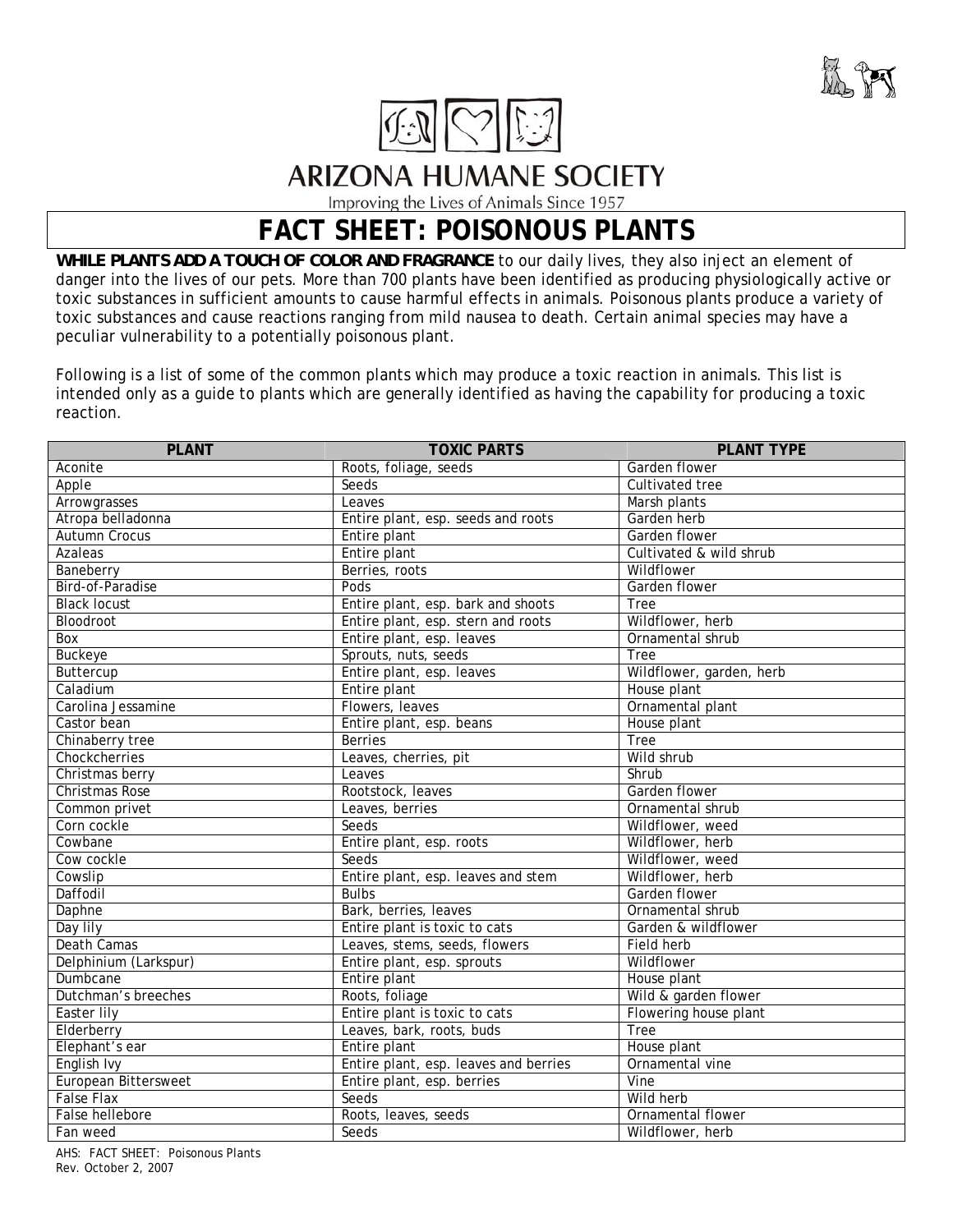ARIZONA HUMANE SOCIETY

Improving the Lives of Animals Since 1957

# FACT SHEET: POISONOUS PLANTS

**WHILE PLANTS ADD A TOUCH OF COLOR AND FRAGRANCE** to our daily lives, they also inject an element of danger into the lives of our pets. More than 700 plants have been identified as producing physiologically active or toxic substances in sufficient amounts to cause harmful effects in animals. Poisonous plants produce a variety of toxic substances and cause reactions ranging from mild nausea to death. Certain animal species may have a peculiar vulnerability to a potentially poisonous plant.

Following is a list of some of the common plants which may produce a toxic reaction in animals. This list is intended only as a guide to plants which are generally identified as having the capability for producing a toxic reaction.

| PLANT | TOXIC PARTS | PLANT TYPE |
|---|---|---|
| Aconite | Roots, foliage, seeds | Garden flower |
| Apple | Seeds | Cultivated tree |
| Arrowgrasses | Leaves | Marsh plants |
| Atropa belladonna | Entire plant, esp. seeds and roots | Garden herb |
| Autumn Crocus | Entire plant | Garden flower |
| Azaleas | Entire plant | Cultivated & wild shrub |
| Baneberry | Berries, roots | Wildflower |
| Bird-of-Paradise | Pods | Garden flower |
| Black locust | Entire plant, esp. bark and shoots | Tree |
| Bloodroot | Entire plant, esp. stern and roots | Wildflower, herb |
| Box | Entire plant, esp. leaves | Ornamental shrub |
| Buckeye | Sprouts, nuts, seeds | Tree |
| Buttercup | Entire plant, esp. leaves | Wildflower, garden, herb |
| Caladium | Entire plant | House plant |
| Carolina Jessamine | Flowers, leaves | Ornamental plant |
| Castor bean | Entire plant, esp. beans | House plant |
| Chinaberry tree | Berries | Tree |
| Chockcherries | Leaves, cherries, pit | Wild shrub |
| Christmas berry | Leaves | Shrub |
| Christmas Rose | Rootstock, leaves | Garden flower |
| Common privet | Leaves, berries | Ornamental shrub |
| Corn cockle | Seeds | Wildflower, weed |
| Cowbane | Entire plant, esp. roots | Wildflower, herb |
| Cow cockle | Seeds | Wildflower, weed |
| Cowslip | Entire plant, esp. leaves and stem | Wildflower, herb |
| Daffodil | Bulbs | Garden flower |
| Daphne | Bark, berries, leaves | Ornamental shrub |
| Day lily | Entire plant is toxic to cats | Garden & wildflower |
| Death Camas | Leaves, stems, seeds, flowers | Field herb |
| Delphinium (Larkspur) | Entire plant, esp. sprouts | Wildflower |
| Dumbcane | Entire plant | House plant |
| Dutchman's breeches | Roots, foliage | Wild & garden flower |
| Easter lily | Entire plant is toxic to cats | Flowering house plant |
| Elderberry | Leaves, bark, roots, buds | Tree |
| Elephant's ear | Entire plant | House plant |
| English Ivy | Entire plant, esp. leaves and berries | Ornamental vine |
| European Bittersweet | Entire plant, esp. berries | Vine |
| False Flax | Seeds | Wild herb |
| False hellebore | Roots, leaves, seeds | Ornamental flower |
| Fan weed | Seeds | Wildflower, herb |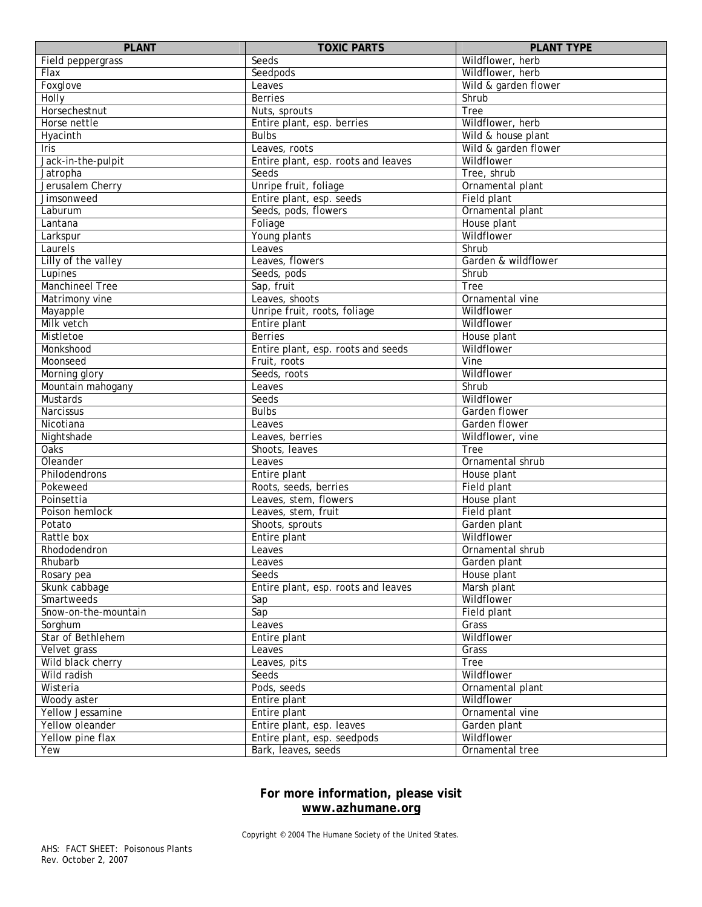| PLANT | TOXIC PARTS | PLANT TYPE |
| --- | --- | --- |
| Field peppergrass | Seeds | Wildflower, herb |
| Flax | Seedpods | Wildflower, herb |
| Foxglove | Leaves | Wild & garden flower |
| Holly | Berries | Shrub |
| Horsechestnut | Nuts, sprouts | Tree |
| Horse nettle | Entire plant, esp. berries | Wildflower, herb |
| Hyacinth | Bulbs | Wild & house plant |
| Iris | Leaves, roots | Wild & garden flower |
| Jack-in-the-pulpit | Entire plant, esp. roots and leaves | Wildflower |
| Jatropha | Seeds | Tree, shrub |
| Jerusalem Cherry | Unripe fruit, foliage | Ornamental plant |
| Jimsonweed | Entire plant, esp. seeds | Field plant |
| Laburum | Seeds, pods, flowers | Ornamental plant |
| Lantana | Foliage | House plant |
| Larkspur | Young plants | Wildflower |
| Laurels | Leaves | Shrub |
| Lilly of the valley | Leaves, flowers | Garden & wildflower |
| Lupines | Seeds, pods | Shrub |
| Manchineel Tree | Sap, fruit | Tree |
| Matrimony vine | Leaves, shoots | Ornamental vine |
| Mayapple | Unripe fruit, roots, foliage | Wildflower |
| Milk vetch | Entire plant | Wildflower |
| Mistletoe | Berries | House plant |
| Monkshood | Entire plant, esp. roots and seeds | Wildflower |
| Moonseed | Fruit, roots | Vine |
| Morning glory | Seeds, roots | Wildflower |
| Mountain mahogany | Leaves | Shrub |
| Mustards | Seeds | Wildflower |
| Narcissus | Bulbs | Garden flower |
| Nicotiana | Leaves | Garden flower |
| Nightshade | Leaves, berries | Wildflower, vine |
| Oaks | Shoots, leaves | Tree |
| Oleander | Leaves | Ornamental shrub |
| Philodendrons | Entire plant | House plant |
| Pokeweed | Roots, seeds, berries | Field plant |
| Poinsettia | Leaves, stem, flowers | House plant |
| Poison hemlock | Leaves, stem, fruit | Field plant |
| Potato | Shoots, sprouts | Garden plant |
| Rattle box | Entire plant | Wildflower |
| Rhododendron | Leaves | Ornamental shrub |
| Rhubarb | Leaves | Garden plant |
| Rosary pea | Seeds | House plant |
| Skunk cabbage | Entire plant, esp. roots and leaves | Marsh plant |
| Smartweeds | Sap | Wildflower |
| Snow-on-the-mountain | Sap | Field plant |
| Sorghum | Leaves | Grass |
| Star of Bethlehem | Entire plant | Wildflower |
| Velvet grass | Leaves | Grass |
| Wild black cherry | Leaves, pits | Tree |
| Wild radish | Seeds | Wildflower |
| Wisteria | Pods, seeds | Ornamental plant |
| Woody aster | Entire plant | Wildflower |
| Yellow Jessamine | Entire plant | Ornamental vine |
| Yellow oleander | Entire plant, esp. leaves | Garden plant |
| Yellow pine flax | Entire plant, esp. seedpods | Wildflower |
| Yew | Bark, leaves, seeds | Ornamental tree |

**For more information, please visit**
**www.azhumane.org**

Copyright © 2004 The Humane Society of the United States.

AHS: FACT SHEET: Poisonous Plants
Rev. October 2, 2007